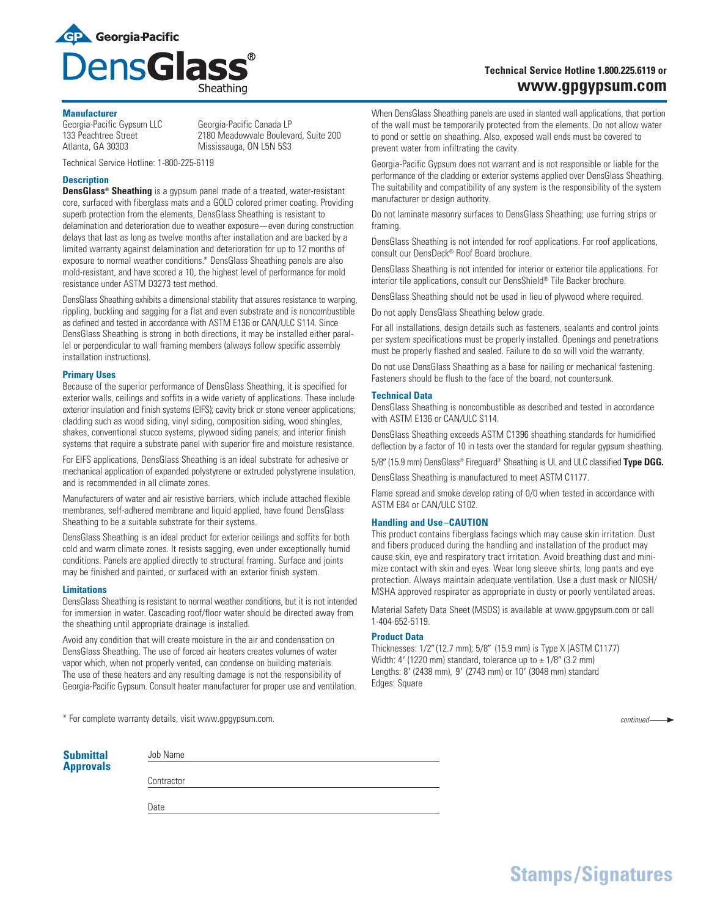# Georgia-Pacific DensGlass® Sheathing

**Technical Service Hotline 1.800.225.6119 or www.gpgypsum.com**

### Manufacturer

Georgia-Pacific Gypsum LLC
133 Peachtree Street
Atlanta, GA 30303

Georgia-Pacific Canada LP
2180 Meadowvale Boulevard, Suite 200
Mississauga, ON L5N 5S3

Technical Service Hotline: 1-800-225-6119

### Description

**DensGlass® Sheathing** is a gypsum panel made of a treated, water-resistant core, surfaced with fiberglass mats and a GOLD colored primer coating. Providing superb protection from the elements, DensGlass Sheathing is resistant to delamination and deterioration due to weather exposure—even during construction delays that last as long as twelve months after installation and are backed by a limited warranty against delamination and deterioration for up to 12 months of exposure to normal weather conditions.* DensGlass Sheathing panels are also mold-resistant, and have scored a 10, the highest level of performance for mold resistance under ASTM D3273 test method.

DensGlass Sheathing exhibits a dimensional stability that assures resistance to warping, rippling, buckling and sagging for a flat and even substrate and is noncombustible as defined and tested in accordance with ASTM E136 or CAN/ULC S114. Since DensGlass Sheathing is strong in both directions, it may be installed either parallel or perpendicular to wall framing members (always follow specific assembly installation instructions).

### Primary Uses

Because of the superior performance of DensGlass Sheathing, it is specified for exterior walls, ceilings and soffits in a wide variety of applications. These include exterior insulation and finish systems (EIFS); cavity brick or stone veneer applications; cladding such as wood siding, vinyl siding, composition siding, wood shingles, shakes, conventional stucco systems, plywood siding panels; and interior finish systems that require a substrate panel with superior fire and moisture resistance.

For EIFS applications, DensGlass Sheathing is an ideal substrate for adhesive or mechanical application of expanded polystyrene or extruded polystyrene insulation, and is recommended in all climate zones.

Manufacturers of water and air resistive barriers, which include attached flexible membranes, self-adhered membrane and liquid applied, have found DensGlass Sheathing to be a suitable substrate for their systems.

DensGlass Sheathing is an ideal product for exterior ceilings and soffits for both cold and warm climate zones. It resists sagging, even under exceptionally humid conditions. Panels are applied directly to structural framing. Surface and joints may be finished and painted, or surfaced with an exterior finish system.

### Limitations

DensGlass Sheathing is resistant to normal weather conditions, but it is not intended for immersion in water. Cascading roof/floor water should be directed away from the sheathing until appropriate drainage is installed.

Avoid any condition that will create moisture in the air and condensation on DensGlass Sheathing. The use of forced air heaters creates volumes of water vapor which, when not properly vented, can condense on building materials. The use of these heaters and any resulting damage is not the responsibility of Georgia-Pacific Gypsum. Consult heater manufacturer for proper use and ventilation.

When DensGlass Sheathing panels are used in slanted wall applications, that portion of the wall must be temporarily protected from the elements. Do not allow water to pond or settle on sheathing. Also, exposed wall ends must be covered to prevent water from infiltrating the cavity.

Georgia-Pacific Gypsum does not warrant and is not responsible or liable for the performance of the cladding or exterior systems applied over DensGlass Sheathing. The suitability and compatibility of any system is the responsibility of the system manufacturer or design authority.

Do not laminate masonry surfaces to DensGlass Sheathing; use furring strips or framing.

DensGlass Sheathing is not intended for roof applications. For roof applications, consult our DensDeck® Roof Board brochure.

DensGlass Sheathing is not intended for interior or exterior tile applications. For interior tile applications, consult our DensShield® Tile Backer brochure.

DensGlass Sheathing should not be used in lieu of plywood where required.

Do not apply DensGlass Sheathing below grade.

For all installations, design details such as fasteners, sealants and control joints per system specifications must be properly installed. Openings and penetrations must be properly flashed and sealed. Failure to do so will void the warranty.

Do not use DensGlass Sheathing as a base for nailing or mechanical fastening. Fasteners should be flush to the face of the board, not countersunk.

### Technical Data

DensGlass Sheathing is noncombustible as described and tested in accordance with ASTM E136 or CAN/ULC S114.

DensGlass Sheathing exceeds ASTM C1396 sheathing standards for humidified deflection by a factor of 10 in tests over the standard for regular gypsum sheathing.

5/8" (15.9 mm) DensGlass® Fireguard® Sheathing is UL and ULC classified **Type DGG.**

DensGlass Sheathing is manufactured to meet ASTM C1177.

Flame spread and smoke develop rating of 0/0 when tested in accordance with ASTM E84 or CAN/ULC S102.

### Handling and Use–CAUTION

This product contains fiberglass facings which may cause skin irritation. Dust and fibers produced during the handling and installation of the product may cause skin, eye and respiratory tract irritation. Avoid breathing dust and minimize contact with skin and eyes. Wear long sleeve shirts, long pants and eye protection. Always maintain adequate ventilation. Use a dust mask or NIOSH/MSHA approved respirator as appropriate in dusty or poorly ventilated areas.

Material Safety Data Sheet (MSDS) is available at www.gpgypsum.com or call 1-404-652-5119.

### Product Data

Thicknesses: 1/2" (12.7 mm); 5/8" (15.9 mm) is Type X (ASTM C1177)
Width: 4′ (1220 mm) standard, tolerance up to ± 1/8" (3.2 mm)
Lengths: 8′ (2438 mm), 9′ (2743 mm) or 10′ (3048 mm) standard
Edges: Square

\* For complete warranty details, visit www.gpgypsum.com.

*continued*

### Submittal Approvals

Job Name \_\_\_\_\_\_\_\_\_\_\_\_\_\_\_\_\_\_\_\_

Contractor \_\_\_\_\_\_\_\_\_\_\_\_\_\_\_\_\_\_\_\_

Date \_\_\_\_\_\_\_\_\_\_\_\_\_\_\_\_\_\_\_\_

## Stamps/Signatures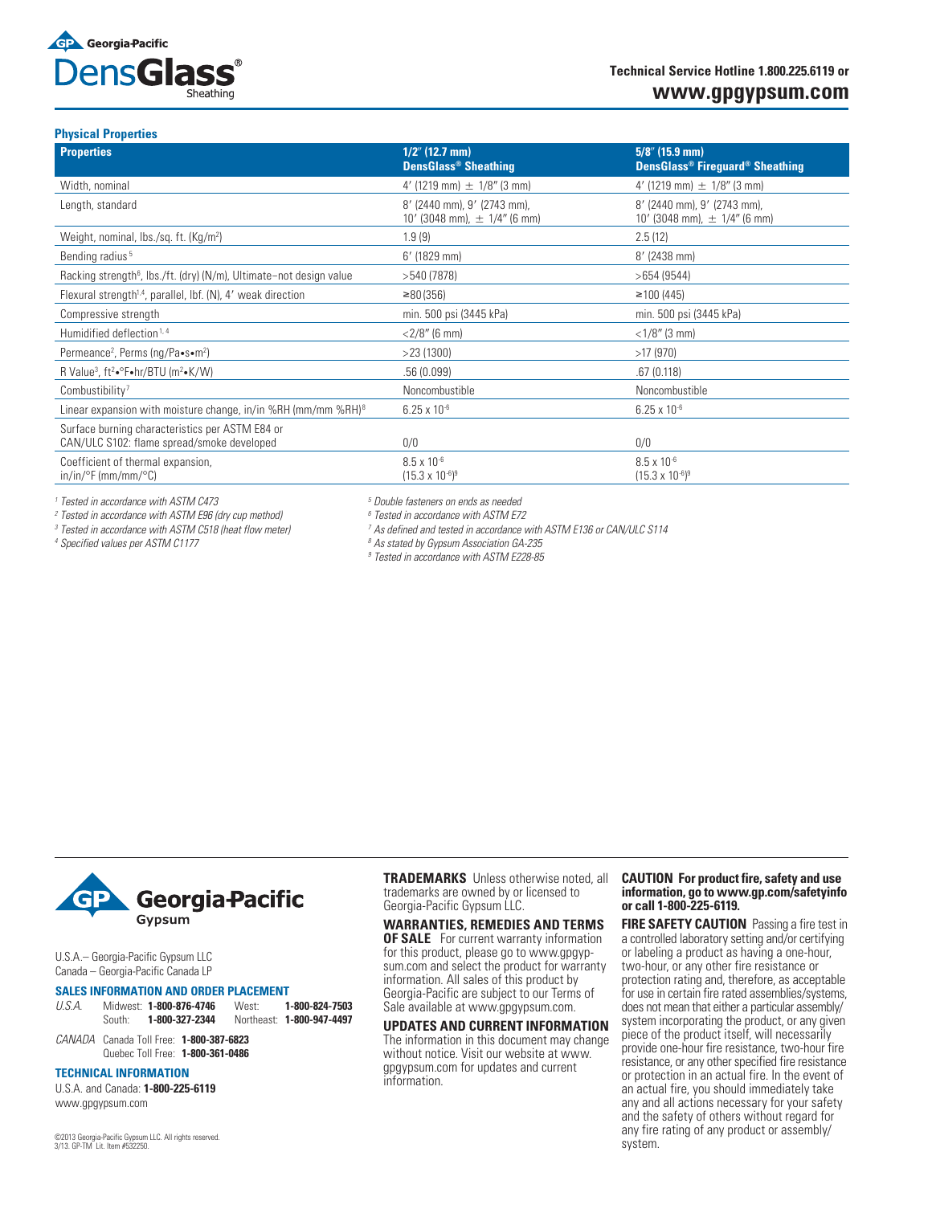DensGlass® Sheathing

Technical Service Hotline 1.800.225.6119 or **www.gpgypsum.com**

## Physical Properties

| Properties | 1/2″ (12.7 mm) DensGlass® Sheathing | 5/8″ (15.9 mm) DensGlass® Fireguard® Sheathing |
|---|---|---|
| Width, nominal | 4′ (1219 mm) ± 1/8″ (3 mm) | 4′ (1219 mm) ± 1/8″ (3 mm) |
| Length, standard | 8′ (2440 mm), 9′ (2743 mm), 10′ (3048 mm), ± 1/4″ (6 mm) | 8′ (2440 mm), 9′ (2743 mm), 10′ (3048 mm), ± 1/4″ (6 mm) |
| Weight, nominal, lbs./sq. ft. ($Kg/m^2$) | 1.9 (9) | 2.5 (12) |
| Bending radius[5] | 6′ (1829 mm) | 8′ (2438 mm) |
| Racking strength[6], lbs./ft. (dry) (N/m), Ultimate–not design value | >540 (7878) | >654 (9544) |
| Flexural strength[1,4], parallel, lbf. (N), 4′ weak direction | ≥80 (356) | ≥100 (445) |
| Compressive strength | min. 500 psi (3445 kPa) | min. 500 psi (3445 kPa) |
| Humidified deflection[1,4] | <2/8″ (6 mm) | <1/8″ (3 mm) |
| Permeance[2], Perms ($ng/Pa \cdot s \cdot m^2$) | >23 (1300) | >17 (970) |
| R Value[3], $ft^2 \cdot °F \cdot hr/BTU$ ($m^2 \cdot K/W$) | .56 (0.099) | .67 (0.118) |
| Combustibility[7] | Noncombustible | Noncombustible |
| Linear expansion with moisture change, in/in %RH (mm/mm %RH)[8] | $6.25 \times 10^{-6}$ | $6.25 \times 10^{-6}$ |
| Surface burning characteristics per ASTM E84 or CAN/ULC S102: flame spread/smoke developed | 0/0 | 0/0 |
| Coefficient of thermal expansion, in/in/°F (mm/mm/°C) | $8.5 \times 10^{-6}$ ($15.3 \times 10^{-6}$)[9] | $8.5 \times 10^{-6}$ ($15.3 \times 10^{-6}$)[9] |

*[1] Tested in accordance with ASTM C473*
*[2] Tested in accordance with ASTM E96 (dry cup method)*
*[3] Tested in accordance with ASTM C518 (heat flow meter)*
*[4] Specified values per ASTM C1177*
*[5] Double fasteners on ends as needed*
*[6] Tested in accordance with ASTM E72*
*[7] As defined and tested in accordance with ASTM E136 or CAN/ULC S114*
*[8] As stated by Gypsum Association GA-235*
*[9] Tested in accordance with ASTM E228-85*

Georgia-Pacific Gypsum

U.S.A.– Georgia-Pacific Gypsum LLC
Canada – Georgia-Pacific Canada LP

### SALES INFORMATION AND ORDER PLACEMENT

*U.S.A.* Midwest: **1-800-876-4746** West: **1-800-824-7503**
South: **1-800-327-2344** Northeast: **1-800-947-4497**

*CANADA* Canada Toll Free: **1-800-387-6823**
Quebec Toll Free: **1-800-361-0486**

### TECHNICAL INFORMATION

U.S.A. and Canada: **1-800-225-6119**
www.gpgypsum.com

©2013 Georgia-Pacific Gypsum LLC. All rights reserved.
3/13. GP-TM Lit. Item #532250.

**TRADEMARKS** Unless otherwise noted, all trademarks are owned by or licensed to Georgia-Pacific Gypsum LLC.

**WARRANTIES, REMEDIES AND TERMS OF SALE** For current warranty information for this product, please go to www.gpgypsum.com and select the product for warranty information. All sales of this product by Georgia-Pacific are subject to our Terms of Sale available at www.gpgypsum.com.

**UPDATES AND CURRENT INFORMATION** The information in this document may change without notice. Visit our website at www.gpgypsum.com for updates and current information.

**CAUTION For product fire, safety and use information, go to www.gp.com/safetyinfo or call 1-800-225-6119.**

**FIRE SAFETY CAUTION** Passing a fire test in a controlled laboratory setting and/or certifying or labeling a product as having a one-hour, two-hour, or any other fire resistance or protection rating and, therefore, as acceptable for use in certain fire rated assemblies/systems, does not mean that either a particular assembly/system incorporating the product, or any given piece of the product itself, will necessarily provide one-hour fire resistance, two-hour fire resistance, or any other specified fire resistance or protection in an actual fire. In the event of an actual fire, you should immediately take any and all actions necessary for your safety and the safety of others without regard for any fire rating of any product or assembly/system.